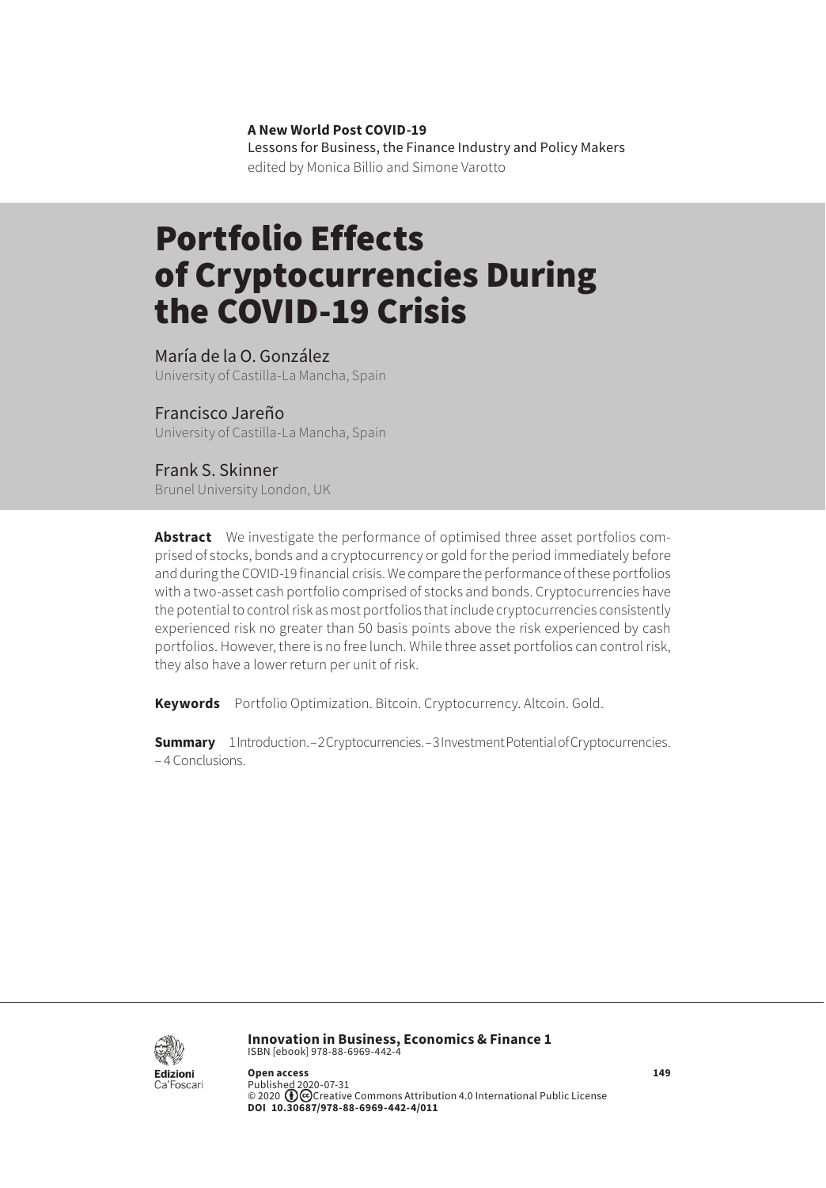**A New World Post COVID-19**
Lessons for Business, the Finance Industry and Policy Makers
edited by Monica Billio and Simone Varotto

# Portfolio Effects of Cryptocurrencies During the COVID-19 Crisis

María de la O. González
University of Castilla-La Mancha, Spain

Francisco Jareño
University of Castilla-La Mancha, Spain

Frank S. Skinner
Brunel University London, UK

**Abstract** We investigate the performance of optimised three asset portfolios comprised of stocks, bonds and a cryptocurrency or gold for the period immediately before and during the COVID-19 financial crisis. We compare the performance of these portfolios with a two-asset cash portfolio comprised of stocks and bonds. Cryptocurrencies have the potential to control risk as most portfolios that include cryptocurrencies consistently experienced risk no greater than 50 basis points above the risk experienced by cash portfolios. However, there is no free lunch. While three asset portfolios can control risk, they also have a lower return per unit of risk.

**Keywords** Portfolio Optimization. Bitcoin. Cryptocurrency. Altcoin. Gold.

**Summary** 1 Introduction. – 2 Cryptocurrencies. – 3 Investment Potential of Cryptocurrencies. – 4 Conclusions.

**Innovation in Business, Economics & Finance 1**
ISBN [ebook] 978-88-6969-442-4

**Open access**
Published 2020-07-31
© 2020 Creative Commons Attribution 4.0 International Public License
**DOI 10.30687/978-88-6969-442-4/011**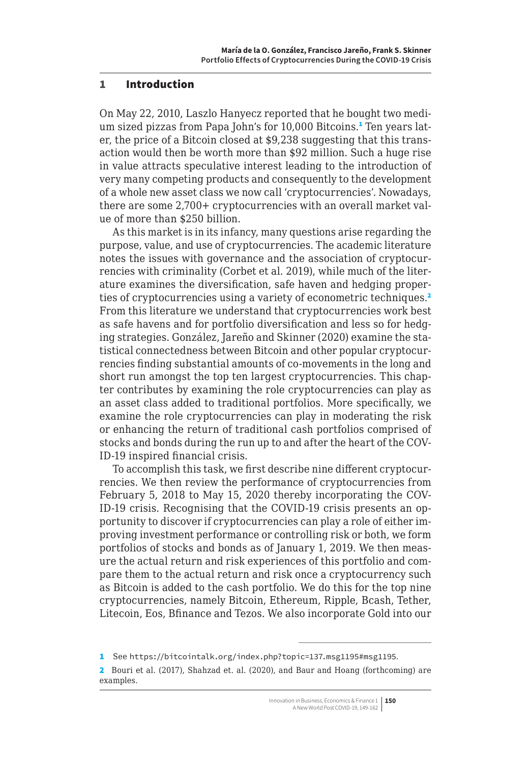## 1 Introduction

On May 22, 2010, Laszlo Hanyecz reported that he bought two medium sized pizzas from Papa John's for 10,000 Bitcoins.[1] Ten years later, the price of a Bitcoin closed at $9,238 suggesting that this transaction would then be worth more than $92 million. Such a huge rise in value attracts speculative interest leading to the introduction of very many competing products and consequently to the development of a whole new asset class we now call 'cryptocurrencies'. Nowadays, there are some 2,700+ cryptocurrencies with an overall market value of more than $250 billion.

As this market is in its infancy, many questions arise regarding the purpose, value, and use of cryptocurrencies. The academic literature notes the issues with governance and the association of cryptocurrencies with criminality (Corbet et al. 2019), while much of the literature examines the diversification, safe haven and hedging properties of cryptocurrencies using a variety of econometric techniques.[2] From this literature we understand that cryptocurrencies work best as safe havens and for portfolio diversification and less so for hedging strategies. González, Jareño and Skinner (2020) examine the statistical connectedness between Bitcoin and other popular cryptocurrencies finding substantial amounts of co-movements in the long and short run amongst the top ten largest cryptocurrencies. This chapter contributes by examining the role cryptocurrencies can play as an asset class added to traditional portfolios. More specifically, we examine the role cryptocurrencies can play in moderating the risk or enhancing the return of traditional cash portfolios comprised of stocks and bonds during the run up to and after the heart of the COVID-19 inspired financial crisis.

To accomplish this task, we first describe nine different cryptocurrencies. We then review the performance of cryptocurrencies from February 5, 2018 to May 15, 2020 thereby incorporating the COVID-19 crisis. Recognising that the COVID-19 crisis presents an opportunity to discover if cryptocurrencies can play a role of either improving investment performance or controlling risk or both, we form portfolios of stocks and bonds as of January 1, 2019. We then measure the actual return and risk experiences of this portfolio and compare them to the actual return and risk once a cryptocurrency such as Bitcoin is added to the cash portfolio. We do this for the top nine cryptocurrencies, namely Bitcoin, Ethereum, Ripple, Bcash, Tether, Litecoin, Eos, Bfinance and Tezos. We also incorporate Gold into our

---

[1] See https://bitcointalk.org/index.php?topic=137.msg1195#msg1195.

[2] Bouri et al. (2017), Shahzad et. al. (2020), and Baur and Hoang (forthcoming) are examples.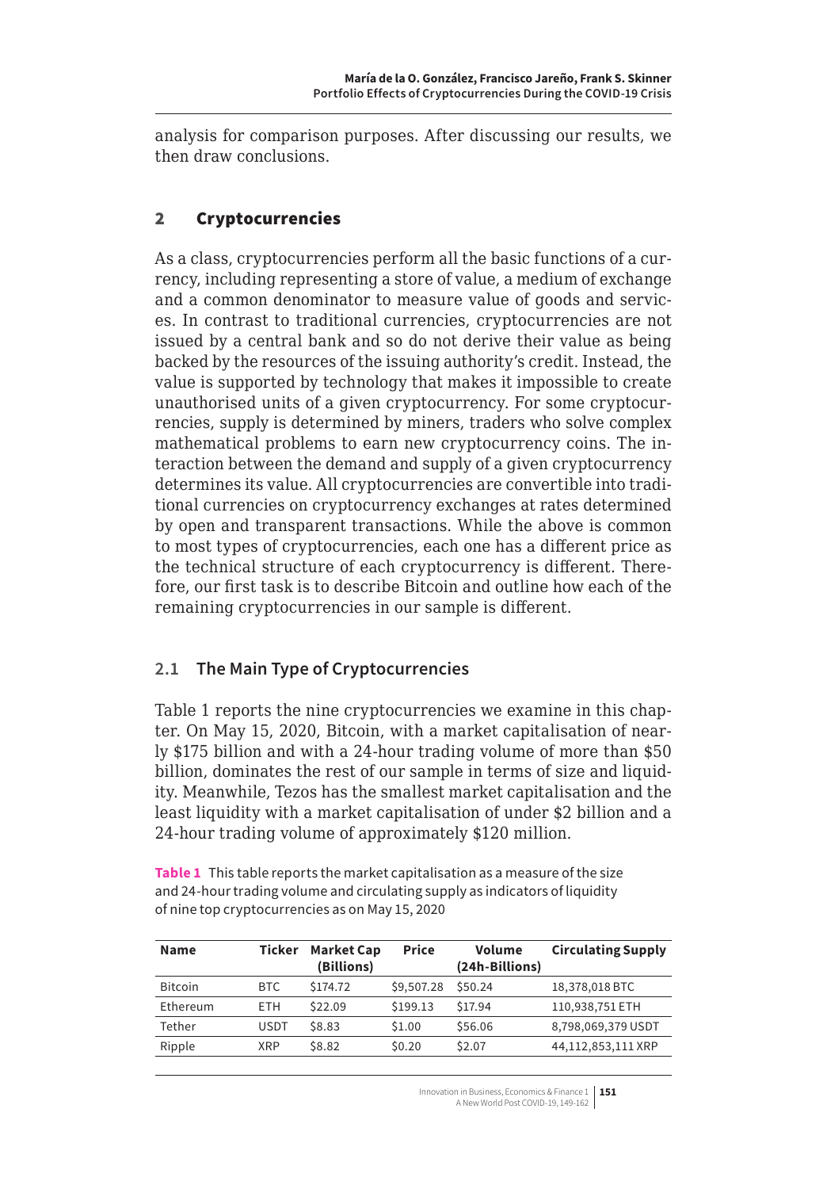analysis for comparison purposes. After discussing our results, we then draw conclusions.

## 2 Cryptocurrencies

As a class, cryptocurrencies perform all the basic functions of a currency, including representing a store of value, a medium of exchange and a common denominator to measure value of goods and services. In contrast to traditional currencies, cryptocurrencies are not issued by a central bank and so do not derive their value as being backed by the resources of the issuing authority's credit. Instead, the value is supported by technology that makes it impossible to create unauthorised units of a given cryptocurrency. For some cryptocurrencies, supply is determined by miners, traders who solve complex mathematical problems to earn new cryptocurrency coins. The interaction between the demand and supply of a given cryptocurrency determines its value. All cryptocurrencies are convertible into traditional currencies on cryptocurrency exchanges at rates determined by open and transparent transactions. While the above is common to most types of cryptocurrencies, each one has a different price as the technical structure of each cryptocurrency is different. Therefore, our first task is to describe Bitcoin and outline how each of the remaining cryptocurrencies in our sample is different.

### 2.1 The Main Type of Cryptocurrencies

Table 1 reports the nine cryptocurrencies we examine in this chapter. On May 15, 2020, Bitcoin, with a market capitalisation of nearly $175 billion and with a 24-hour trading volume of more than $50 billion, dominates the rest of our sample in terms of size and liquidity. Meanwhile, Tezos has the smallest market capitalisation and the least liquidity with a market capitalisation of under $2 billion and a 24-hour trading volume of approximately $120 million.

**Table 1** This table reports the market capitalisation as a measure of the size and 24-hour trading volume and circulating supply as indicators of liquidity of nine top cryptocurrencies as on May 15, 2020

| Name | Ticker | Market Cap (Billions) | Price | Volume (24h-Billions) | Circulating Supply |
|---|---|---|---|---|---|
| Bitcoin | BTC | $174.72 | $9,507.28 | $50.24 | 18,378,018 BTC |
| Ethereum | ETH | $22.09 | $199.13 | $17.94 | 110,938,751 ETH |
| Tether | USDT | $8.83 | $1.00 | $56.06 | 8,798,069,379 USDT |
| Ripple | XRP | $8.82 | $0.20 | $2.07 | 44,112,853,111 XRP |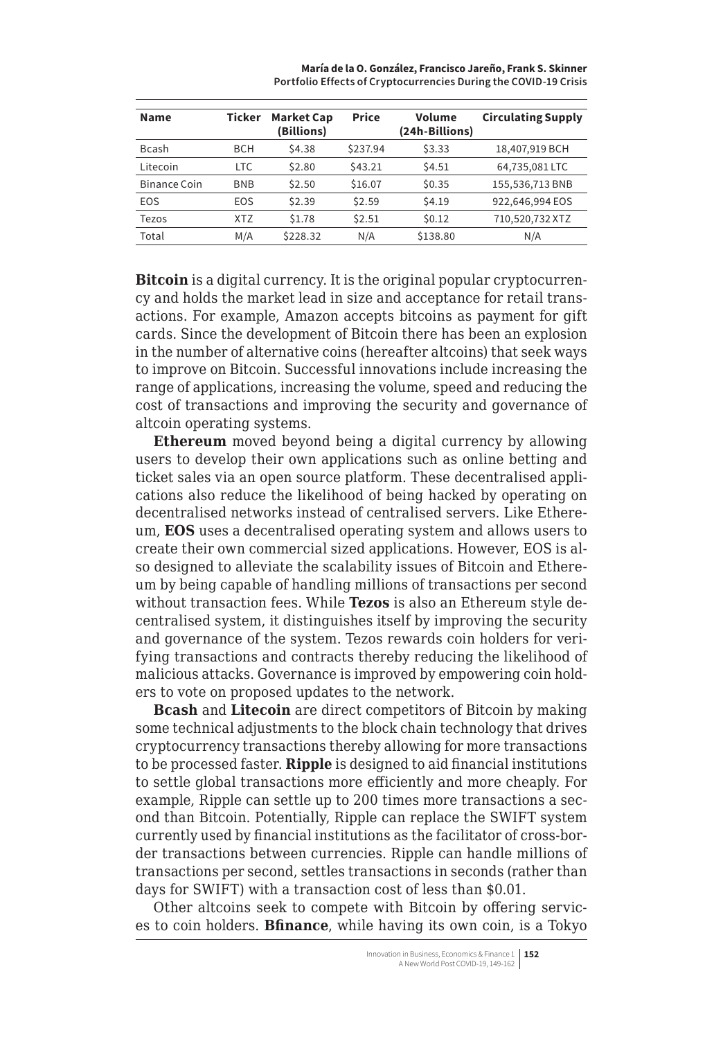| Name | Ticker | Market Cap (Billions) | Price | Volume (24h-Billions) | Circulating Supply |
|---|---|---|---|---|---|
| Bcash | BCH | \$4.38 | \$237.94 | \$3.33 | 18,407,919 BCH |
| Litecoin | LTC | \$2.80 | \$43.21 | \$4.51 | 64,735,081 LTC |
| Binance Coin | BNB | \$2.50 | \$16.07 | \$0.35 | 155,536,713 BNB |
| EOS | EOS | \$2.39 | \$2.59 | \$4.19 | 922,646,994 EOS |
| Tezos | XTZ | \$1.78 | \$2.51 | \$0.12 | 710,520,732 XTZ |
| Total | M/A | \$228.32 | N/A | \$138.80 | N/A |

**Bitcoin** is a digital currency. It is the original popular cryptocurrency and holds the market lead in size and acceptance for retail transactions. For example, Amazon accepts bitcoins as payment for gift cards. Since the development of Bitcoin there has been an explosion in the number of alternative coins (hereafter altcoins) that seek ways to improve on Bitcoin. Successful innovations include increasing the range of applications, increasing the volume, speed and reducing the cost of transactions and improving the security and governance of altcoin operating systems.

**Ethereum** moved beyond being a digital currency by allowing users to develop their own applications such as online betting and ticket sales via an open source platform. These decentralised applications also reduce the likelihood of being hacked by operating on decentralised networks instead of centralised servers. Like Ethereum, **EOS** uses a decentralised operating system and allows users to create their own commercial sized applications. However, EOS is also designed to alleviate the scalability issues of Bitcoin and Ethereum by being capable of handling millions of transactions per second without transaction fees. While **Tezos** is also an Ethereum style decentralised system, it distinguishes itself by improving the security and governance of the system. Tezos rewards coin holders for verifying transactions and contracts thereby reducing the likelihood of malicious attacks. Governance is improved by empowering coin holders to vote on proposed updates to the network.

**Bcash** and **Litecoin** are direct competitors of Bitcoin by making some technical adjustments to the block chain technology that drives cryptocurrency transactions thereby allowing for more transactions to be processed faster. **Ripple** is designed to aid financial institutions to settle global transactions more efficiently and more cheaply. For example, Ripple can settle up to 200 times more transactions a second than Bitcoin. Potentially, Ripple can replace the SWIFT system currently used by financial institutions as the facilitator of cross-border transactions between currencies. Ripple can handle millions of transactions per second, settles transactions in seconds (rather than days for SWIFT) with a transaction cost of less than \$0.01.

Other altcoins seek to compete with Bitcoin by offering services to coin holders. **Bfinance**, while having its own coin, is a Tokyo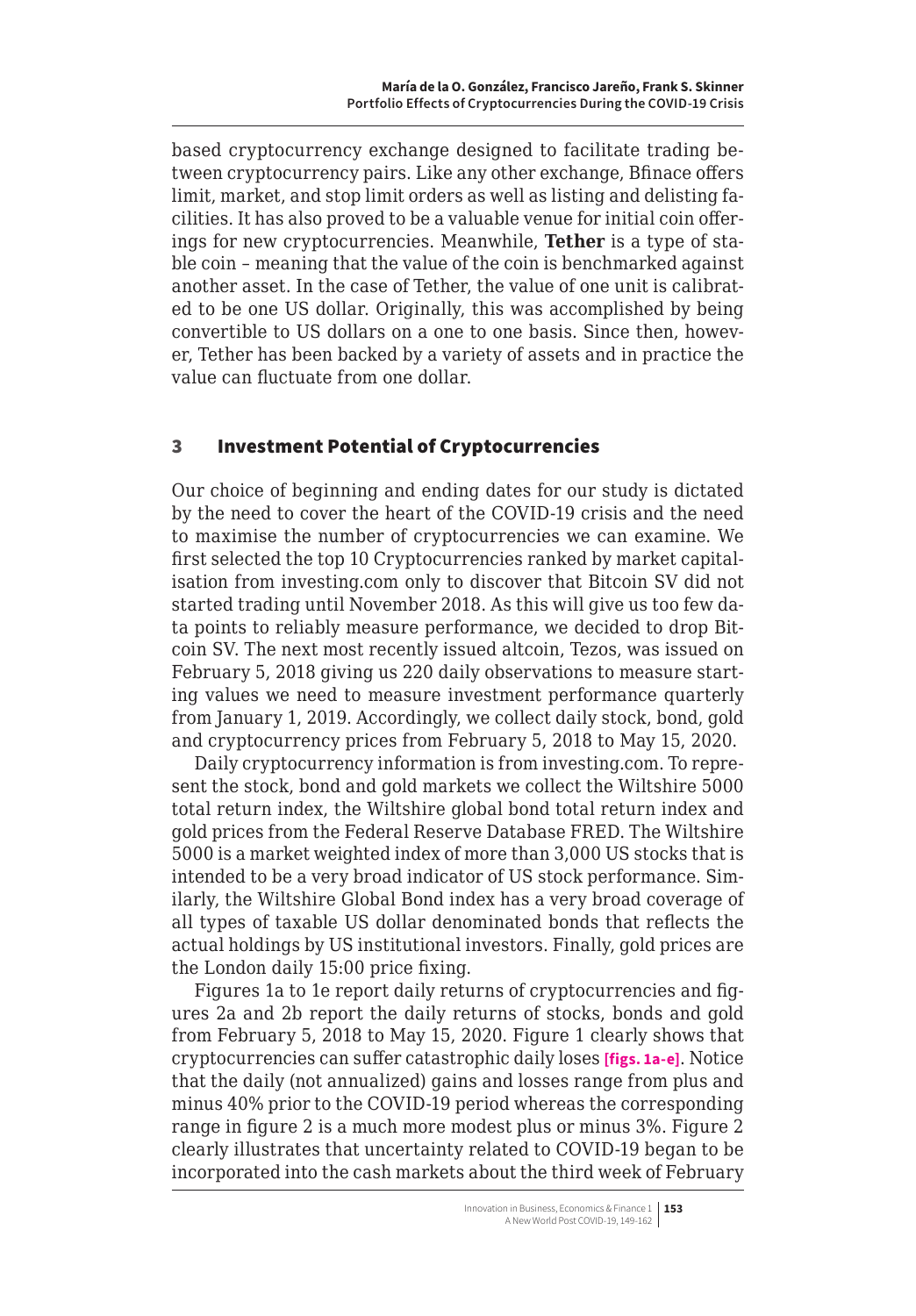based cryptocurrency exchange designed to facilitate trading between cryptocurrency pairs. Like any other exchange, Bfinace offers limit, market, and stop limit orders as well as listing and delisting facilities. It has also proved to be a valuable venue for initial coin offerings for new cryptocurrencies. Meanwhile, **Tether** is a type of stable coin – meaning that the value of the coin is benchmarked against another asset. In the case of Tether, the value of one unit is calibrated to be one US dollar. Originally, this was accomplished by being convertible to US dollars on a one to one basis. Since then, however, Tether has been backed by a variety of assets and in practice the value can fluctuate from one dollar.

## 3 Investment Potential of Cryptocurrencies

Our choice of beginning and ending dates for our study is dictated by the need to cover the heart of the COVID-19 crisis and the need to maximise the number of cryptocurrencies we can examine. We first selected the top 10 Cryptocurrencies ranked by market capitalisation from investing.com only to discover that Bitcoin SV did not started trading until November 2018. As this will give us too few data points to reliably measure performance, we decided to drop Bitcoin SV. The next most recently issued altcoin, Tezos, was issued on February 5, 2018 giving us 220 daily observations to measure starting values we need to measure investment performance quarterly from January 1, 2019. Accordingly, we collect daily stock, bond, gold and cryptocurrency prices from February 5, 2018 to May 15, 2020.

Daily cryptocurrency information is from investing.com. To represent the stock, bond and gold markets we collect the Wiltshire 5000 total return index, the Wiltshire global bond total return index and gold prices from the Federal Reserve Database FRED. The Wiltshire 5000 is a market weighted index of more than 3,000 US stocks that is intended to be a very broad indicator of US stock performance. Similarly, the Wiltshire Global Bond index has a very broad coverage of all types of taxable US dollar denominated bonds that reflects the actual holdings by US institutional investors. Finally, gold prices are the London daily 15:00 price fixing.

Figures 1a to 1e report daily returns of cryptocurrencies and figures 2a and 2b report the daily returns of stocks, bonds and gold from February 5, 2018 to May 15, 2020. Figure 1 clearly shows that cryptocurrencies can suffer catastrophic daily loses **[figs. 1a-e]**. Notice that the daily (not annualized) gains and losses range from plus and minus 40% prior to the COVID-19 period whereas the corresponding range in figure 2 is a much more modest plus or minus 3%. Figure 2 clearly illustrates that uncertainty related to COVID-19 began to be incorporated into the cash markets about the third week of February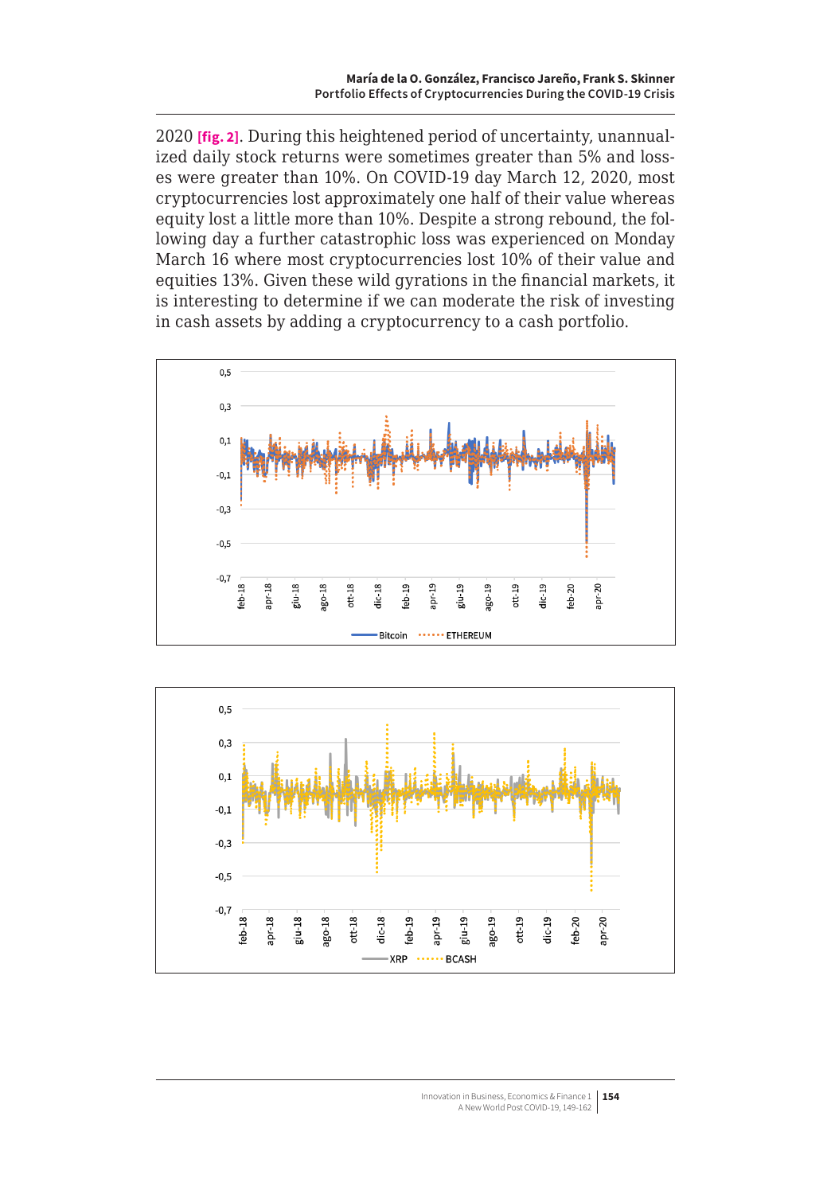2020 **[fig. 2]**. During this heightened period of uncertainty, unannualized daily stock returns were sometimes greater than 5% and losses were greater than 10%. On COVID-19 day March 12, 2020, most cryptocurrencies lost approximately one half of their value whereas equity lost a little more than 10%. Despite a strong rebound, the following day a further catastrophic loss was experienced on Monday March 16 where most cryptocurrencies lost 10% of their value and equities 13%. Given these wild gyrations in the financial markets, it is interesting to determine if we can moderate the risk of investing in cash assets by adding a cryptocurrency to a cash portfolio.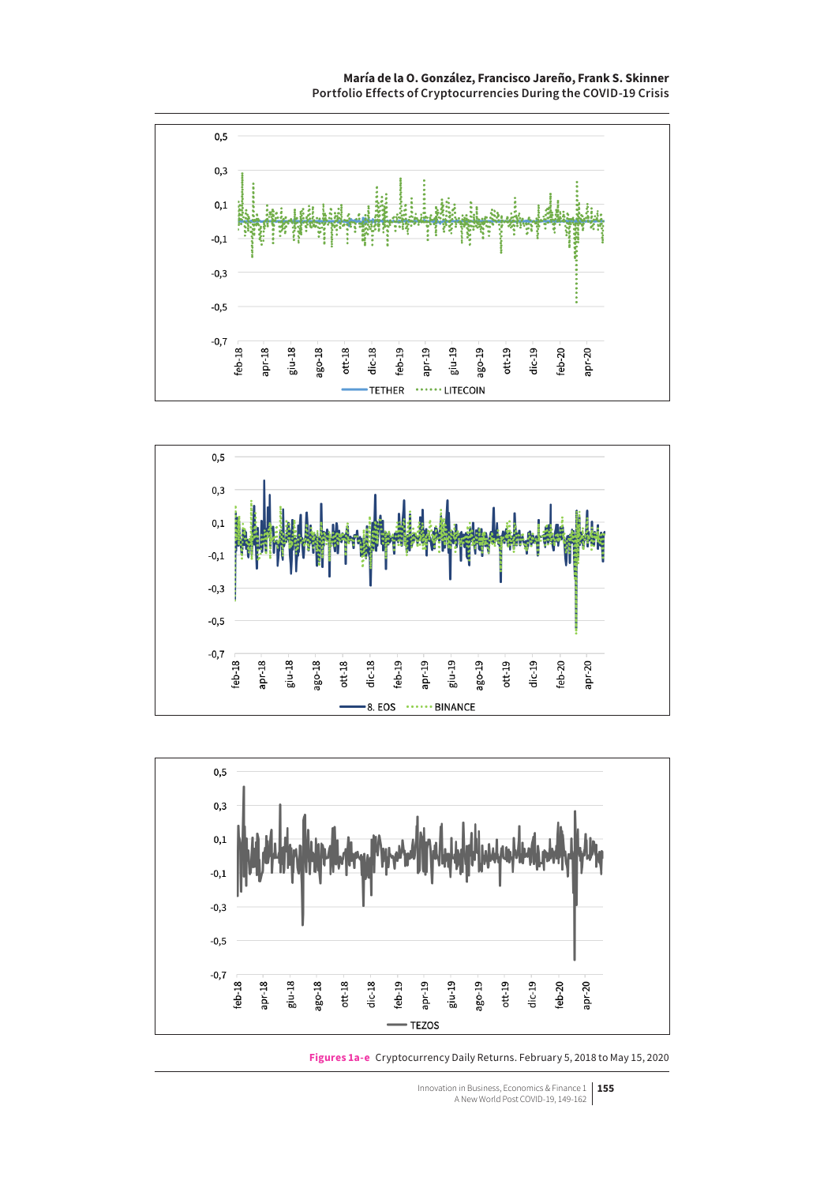Figures 1a-e Cryptocurrency Daily Returns. February 5, 2018 to May 15, 2020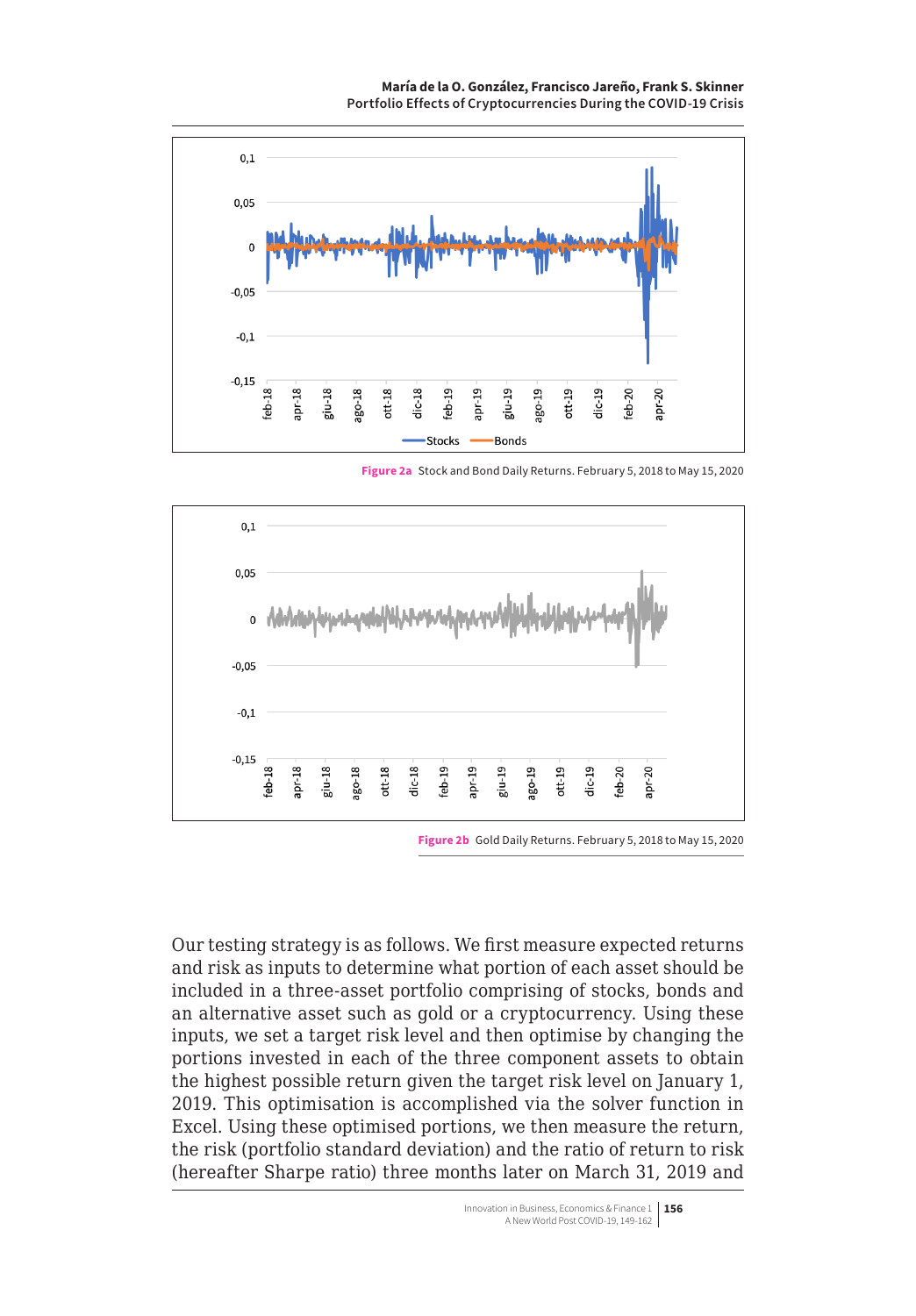Figure 2a Stock and Bond Daily Returns. February 5, 2018 to May 15, 2020

Figure 2b Gold Daily Returns. February 5, 2018 to May 15, 2020

Our testing strategy is as follows. We first measure expected returns and risk as inputs to determine what portion of each asset should be included in a three-asset portfolio comprising of stocks, bonds and an alternative asset such as gold or a cryptocurrency. Using these inputs, we set a target risk level and then optimise by changing the portions invested in each of the three component assets to obtain the highest possible return given the target risk level on January 1, 2019. This optimisation is accomplished via the solver function in Excel. Using these optimised portions, we then measure the return, the risk (portfolio standard deviation) and the ratio of return to risk (hereafter Sharpe ratio) three months later on March 31, 2019 and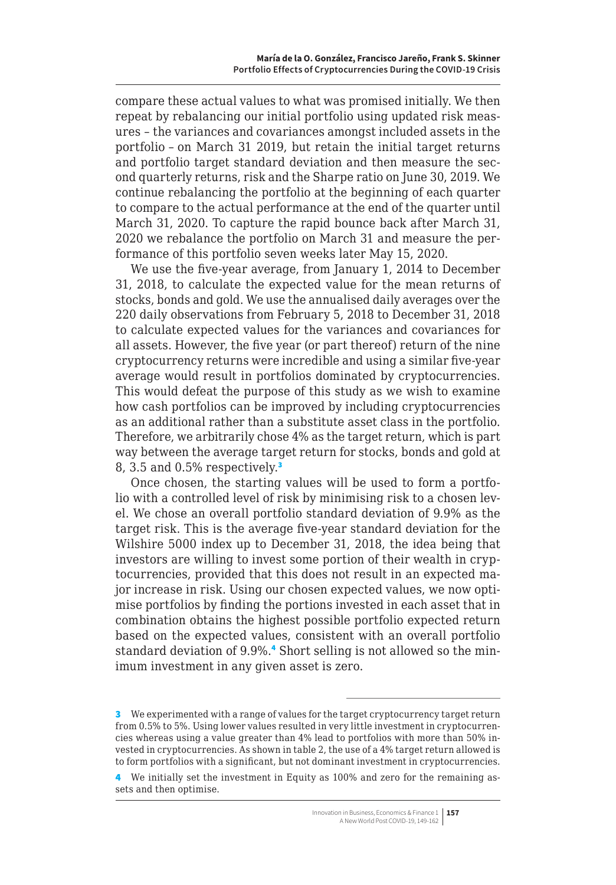compare these actual values to what was promised initially. We then repeat by rebalancing our initial portfolio using updated risk measures – the variances and covariances amongst included assets in the portfolio – on March 31 2019, but retain the initial target returns and portfolio target standard deviation and then measure the second quarterly returns, risk and the Sharpe ratio on June 30, 2019. We continue rebalancing the portfolio at the beginning of each quarter to compare to the actual performance at the end of the quarter until March 31, 2020. To capture the rapid bounce back after March 31, 2020 we rebalance the portfolio on March 31 and measure the performance of this portfolio seven weeks later May 15, 2020.

We use the five-year average, from January 1, 2014 to December 31, 2018, to calculate the expected value for the mean returns of stocks, bonds and gold. We use the annualised daily averages over the 220 daily observations from February 5, 2018 to December 31, 2018 to calculate expected values for the variances and covariances for all assets. However, the five year (or part thereof) return of the nine cryptocurrency returns were incredible and using a similar five-year average would result in portfolios dominated by cryptocurrencies. This would defeat the purpose of this study as we wish to examine how cash portfolios can be improved by including cryptocurrencies as an additional rather than a substitute asset class in the portfolio. Therefore, we arbitrarily chose 4% as the target return, which is part way between the average target return for stocks, bonds and gold at 8, 3.5 and 0.5% respectively.[3]

Once chosen, the starting values will be used to form a portfolio with a controlled level of risk by minimising risk to a chosen level. We chose an overall portfolio standard deviation of 9.9% as the target risk. This is the average five-year standard deviation for the Wilshire 5000 index up to December 31, 2018, the idea being that investors are willing to invest some portion of their wealth in cryptocurrencies, provided that this does not result in an expected major increase in risk. Using our chosen expected values, we now optimise portfolios by finding the portions invested in each asset that in combination obtains the highest possible portfolio expected return based on the expected values, consistent with an overall portfolio standard deviation of 9.9%.[4] Short selling is not allowed so the minimum investment in any given asset is zero.

---

[3] We experimented with a range of values for the target cryptocurrency target return from 0.5% to 5%. Using lower values resulted in very little investment in cryptocurrencies whereas using a value greater than 4% lead to portfolios with more than 50% invested in cryptocurrencies. As shown in table 2, the use of a 4% target return allowed is to form portfolios with a significant, but not dominant investment in cryptocurrencies.

[4] We initially set the investment in Equity as 100% and zero for the remaining assets and then optimise.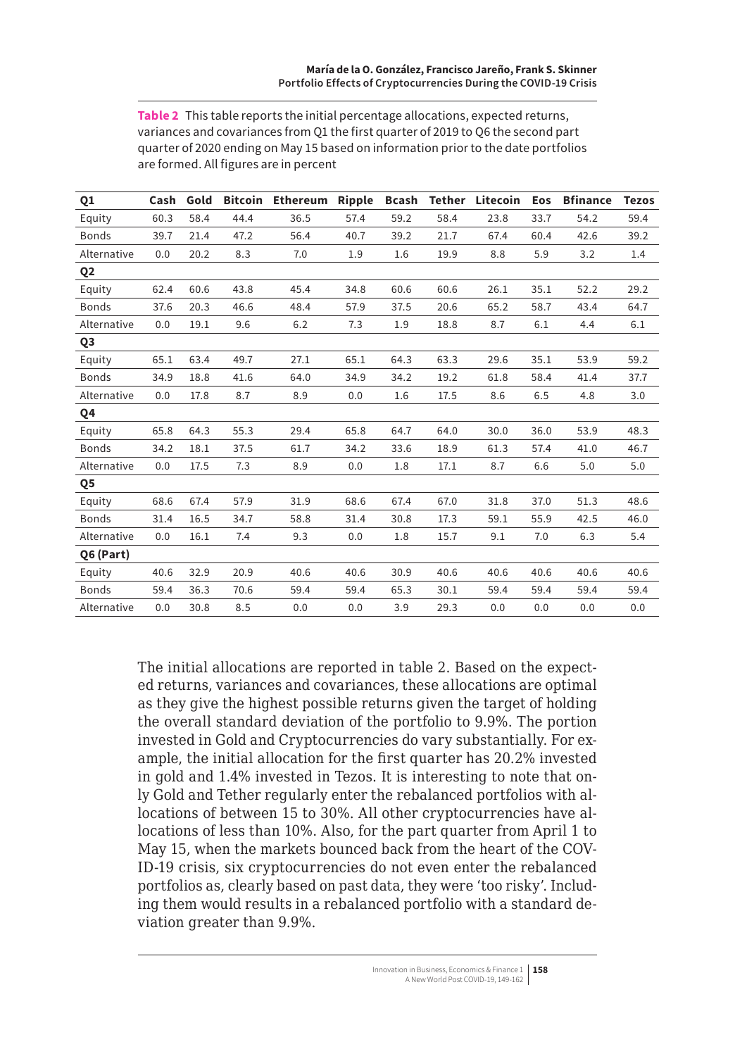**Table 2** This table reports the initial percentage allocations, expected returns, variances and covariances from Q1 the first quarter of 2019 to Q6 the second part quarter of 2020 ending on May 15 based on information prior to the date portfolios are formed. All figures are in percent

| Q1 | Cash | Gold | Bitcoin | Ethereum | Ripple | Bcash | Tether | Litecoin | Eos | Bfinance | Tezos |
|---|---|---|---|---|---|---|---|---|---|---|---|
| Equity | 60.3 | 58.4 | 44.4 | 36.5 | 57.4 | 59.2 | 58.4 | 23.8 | 33.7 | 54.2 | 59.4 |
| Bonds | 39.7 | 21.4 | 47.2 | 56.4 | 40.7 | 39.2 | 21.7 | 67.4 | 60.4 | 42.6 | 39.2 |
| Alternative | 0.0 | 20.2 | 8.3 | 7.0 | 1.9 | 1.6 | 19.9 | 8.8 | 5.9 | 3.2 | 1.4 |
| **Q2** | | | | | | | | | | | |
| Equity | 62.4 | 60.6 | 43.8 | 45.4 | 34.8 | 60.6 | 60.6 | 26.1 | 35.1 | 52.2 | 29.2 |
| Bonds | 37.6 | 20.3 | 46.6 | 48.4 | 57.9 | 37.5 | 20.6 | 65.2 | 58.7 | 43.4 | 64.7 |
| Alternative | 0.0 | 19.1 | 9.6 | 6.2 | 7.3 | 1.9 | 18.8 | 8.7 | 6.1 | 4.4 | 6.1 |
| **Q3** | | | | | | | | | | | |
| Equity | 65.1 | 63.4 | 49.7 | 27.1 | 65.1 | 64.3 | 63.3 | 29.6 | 35.1 | 53.9 | 59.2 |
| Bonds | 34.9 | 18.8 | 41.6 | 64.0 | 34.9 | 34.2 | 19.2 | 61.8 | 58.4 | 41.4 | 37.7 |
| Alternative | 0.0 | 17.8 | 8.7 | 8.9 | 0.0 | 1.6 | 17.5 | 8.6 | 6.5 | 4.8 | 3.0 |
| **Q4** | | | | | | | | | | | |
| Equity | 65.8 | 64.3 | 55.3 | 29.4 | 65.8 | 64.7 | 64.0 | 30.0 | 36.0 | 53.9 | 48.3 |
| Bonds | 34.2 | 18.1 | 37.5 | 61.7 | 34.2 | 33.6 | 18.9 | 61.3 | 57.4 | 41.0 | 46.7 |
| Alternative | 0.0 | 17.5 | 7.3 | 8.9 | 0.0 | 1.8 | 17.1 | 8.7 | 6.6 | 5.0 | 5.0 |
| **Q5** | | | | | | | | | | | |
| Equity | 68.6 | 67.4 | 57.9 | 31.9 | 68.6 | 67.4 | 67.0 | 31.8 | 37.0 | 51.3 | 48.6 |
| Bonds | 31.4 | 16.5 | 34.7 | 58.8 | 31.4 | 30.8 | 17.3 | 59.1 | 55.9 | 42.5 | 46.0 |
| Alternative | 0.0 | 16.1 | 7.4 | 9.3 | 0.0 | 1.8 | 15.7 | 9.1 | 7.0 | 6.3 | 5.4 |
| **Q6 (Part)** | | | | | | | | | | | |
| Equity | 40.6 | 32.9 | 20.9 | 40.6 | 40.6 | 30.9 | 40.6 | 40.6 | 40.6 | 40.6 | 40.6 |
| Bonds | 59.4 | 36.3 | 70.6 | 59.4 | 59.4 | 65.3 | 30.1 | 59.4 | 59.4 | 59.4 | 59.4 |
| Alternative | 0.0 | 30.8 | 8.5 | 0.0 | 0.0 | 3.9 | 29.3 | 0.0 | 0.0 | 0.0 | 0.0 |

The initial allocations are reported in table 2. Based on the expected returns, variances and covariances, these allocations are optimal as they give the highest possible returns given the target of holding the overall standard deviation of the portfolio to 9.9%. The portion invested in Gold and Cryptocurrencies do vary substantially. For example, the initial allocation for the first quarter has 20.2% invested in gold and 1.4% invested in Tezos. It is interesting to note that only Gold and Tether regularly enter the rebalanced portfolios with allocations of between 15 to 30%. All other cryptocurrencies have allocations of less than 10%. Also, for the part quarter from April 1 to May 15, when the markets bounced back from the heart of the COVID-19 crisis, six cryptocurrencies do not even enter the rebalanced portfolios as, clearly based on past data, they were 'too risky'. Including them would results in a rebalanced portfolio with a standard deviation greater than 9.9%.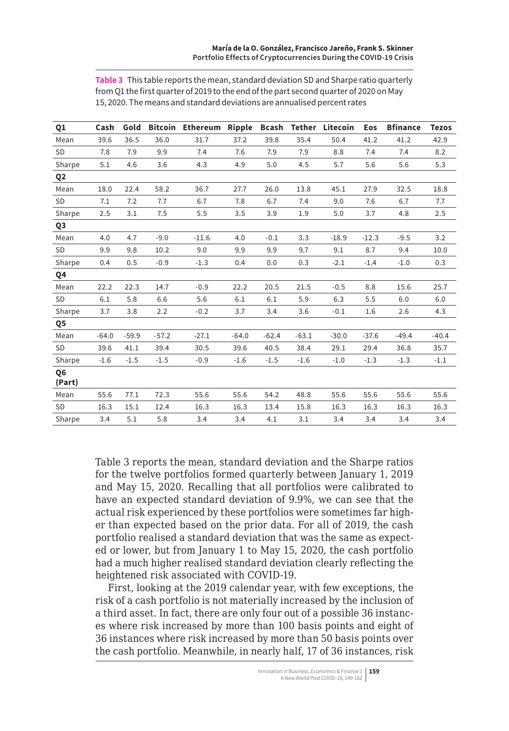**Table 3** This table reports the mean, standard deviation SD and Sharpe ratio quarterly from Q1 the first quarter of 2019 to the end of the part second quarter of 2020 on May 15, 2020. The means and standard deviations are annualised percent rates

| Q1 | Cash | Gold | Bitcoin | Ethereum | Ripple | Bcash | Tether | Litecoin | Eos | Bfinance | Tezos |
|---|---|---|---|---|---|---|---|---|---|---|---|
| Mean | 39.6 | 36.5 | 36.0 | 31.7 | 37.2 | 39.8 | 35.4 | 50.4 | 41.2 | 41.2 | 42.9 |
| SD | 7.8 | 7.9 | 9.9 | 7.4 | 7.6 | 7.9 | 7.9 | 8.8 | 7.4 | 7.4 | 8.2 |
| Sharpe | 5.1 | 4.6 | 3.6 | 4.3 | 4.9 | 5.0 | 4.5 | 5.7 | 5.6 | 5.6 | 5.3 |
| **Q2** | | | | | | | | | | | |
| Mean | 18.0 | 22.4 | 58.2 | 36.7 | 27.7 | 26.0 | 13.8 | 45.1 | 27.9 | 32.5 | 18.8 |
| SD | 7.1 | 7.2 | 7.7 | 6.7 | 7.8 | 6.7 | 7.4 | 9.0 | 7.6 | 6.7 | 7.7 |
| Sharpe | 2.5 | 3.1 | 7.5 | 5.5 | 3.5 | 3.9 | 1.9 | 5.0 | 3.7 | 4.8 | 2.5 |
| **Q3** | | | | | | | | | | | |
| Mean | 4.0 | 4.7 | -9.0 | -11.6 | 4.0 | -0.1 | 3.3 | -18.9 | -12.3 | -9.5 | 3.2 |
| SD | 9.9 | 9.8 | 10.2 | 9.0 | 9.9 | 9.9 | 9.7 | 9.1 | 8.7 | 9.4 | 10.0 |
| Sharpe | 0.4 | 0.5 | -0.9 | -1.3 | 0.4 | 0.0 | 0.3 | -2.1 | -1.4 | -1.0 | 0.3 |
| **Q4** | | | | | | | | | | | |
| Mean | 22.2 | 22.3 | 14.7 | -0.9 | 22.2 | 20.5 | 21.5 | -0.5 | 8.8 | 15.6 | 25.7 |
| SD | 6.1 | 5.8 | 6.6 | 5.6 | 6.1 | 6.1 | 5.9 | 6.3 | 5.5 | 6.0 | 6.0 |
| Sharpe | 3.7 | 3.8 | 2.2 | -0.2 | 3.7 | 3.4 | 3.6 | -0.1 | 1.6 | 2.6 | 4.3 |
| **Q5** | | | | | | | | | | | |
| Mean | -64.0 | -59.9 | -57.2 | -27.1 | -64.0 | -62.4 | -63.1 | -30.0 | -37.6 | -49.4 | -40.4 |
| SD | 39.6 | 41.1 | 39.4 | 30.5 | 39.6 | 40.5 | 38.4 | 29.1 | 29.4 | 36.8 | 35.7 |
| Sharpe | -1.6 | -1.5 | -1.5 | -0.9 | -1.6 | -1.5 | -1.6 | -1.0 | -1.3 | -1.3 | -1.1 |
| **Q6 (Part)** | | | | | | | | | | | |
| Mean | 55.6 | 77.1 | 72.3 | 55.6 | 55.6 | 54.2 | 48.8 | 55.6 | 55.6 | 55.6 | 55.6 |
| SD | 16.3 | 15.1 | 12.4 | 16.3 | 16.3 | 13.4 | 15.8 | 16.3 | 16.3 | 16.3 | 16.3 |
| Sharpe | 3.4 | 5.1 | 5.8 | 3.4 | 3.4 | 4.1 | 3.1 | 3.4 | 3.4 | 3.4 | 3.4 |

Table 3 reports the mean, standard deviation and the Sharpe ratios for the twelve portfolios formed quarterly between January 1, 2019 and May 15, 2020. Recalling that all portfolios were calibrated to have an expected standard deviation of 9.9%, we can see that the actual risk experienced by these portfolios were sometimes far higher than expected based on the prior data. For all of 2019, the cash portfolio realised a standard deviation that was the same as expected or lower, but from January 1 to May 15, 2020, the cash portfolio had a much higher realised standard deviation clearly reflecting the heightened risk associated with COVID-19.

First, looking at the 2019 calendar year, with few exceptions, the risk of a cash portfolio is not materially increased by the inclusion of a third asset. In fact, there are only four out of a possible 36 instances where risk increased by more than 100 basis points and eight of 36 instances where risk increased by more than 50 basis points over the cash portfolio. Meanwhile, in nearly half, 17 of 36 instances, risk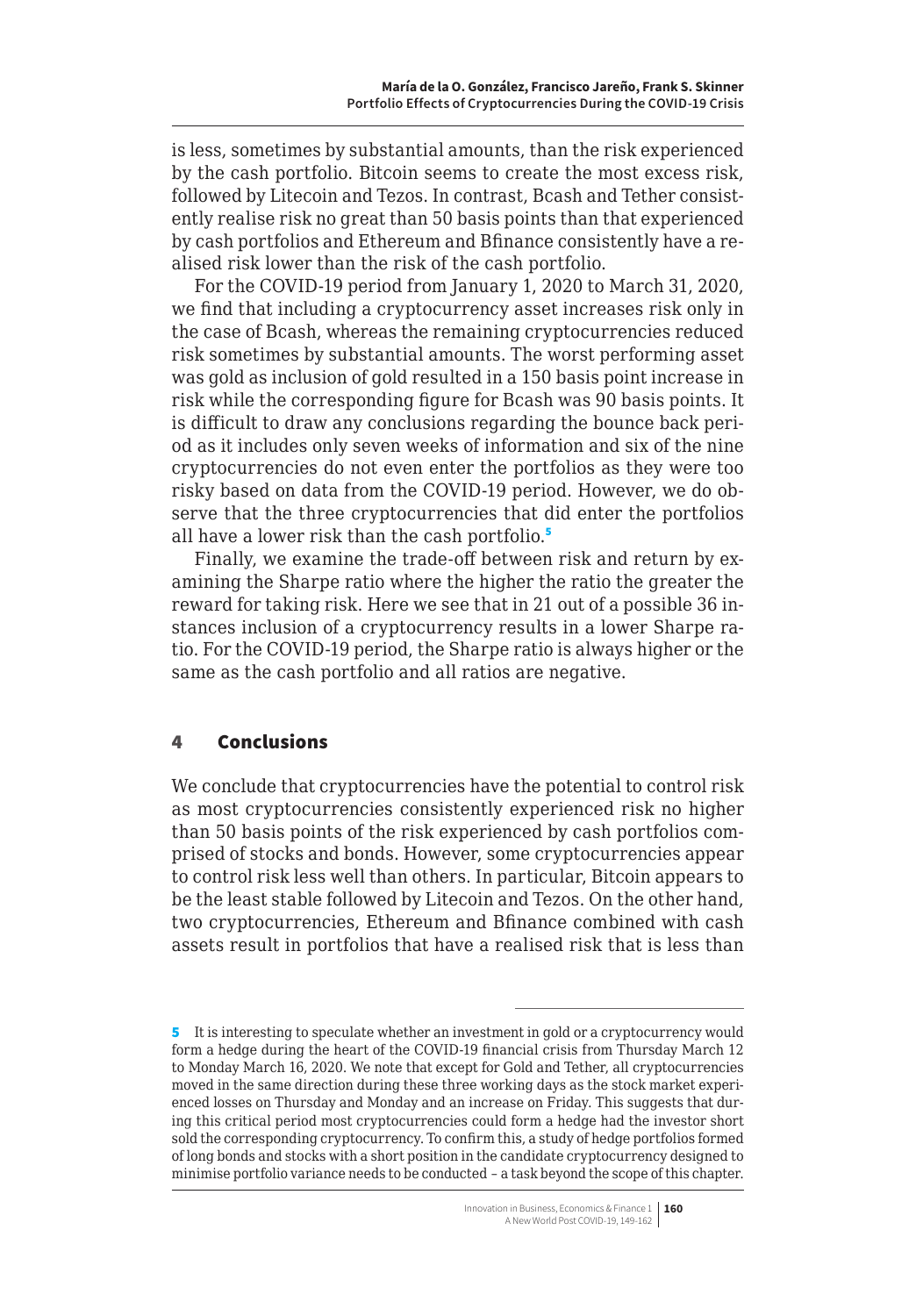is less, sometimes by substantial amounts, than the risk experienced by the cash portfolio. Bitcoin seems to create the most excess risk, followed by Litecoin and Tezos. In contrast, Bcash and Tether consistently realise risk no great than 50 basis points than that experienced by cash portfolios and Ethereum and Bfinance consistently have a realised risk lower than the risk of the cash portfolio.

For the COVID-19 period from January 1, 2020 to March 31, 2020, we find that including a cryptocurrency asset increases risk only in the case of Bcash, whereas the remaining cryptocurrencies reduced risk sometimes by substantial amounts. The worst performing asset was gold as inclusion of gold resulted in a 150 basis point increase in risk while the corresponding figure for Bcash was 90 basis points. It is difficult to draw any conclusions regarding the bounce back period as it includes only seven weeks of information and six of the nine cryptocurrencies do not even enter the portfolios as they were too risky based on data from the COVID-19 period. However, we do observe that the three cryptocurrencies that did enter the portfolios all have a lower risk than the cash portfolio.[5]

Finally, we examine the trade-off between risk and return by examining the Sharpe ratio where the higher the ratio the greater the reward for taking risk. Here we see that in 21 out of a possible 36 instances inclusion of a cryptocurrency results in a lower Sharpe ratio. For the COVID-19 period, the Sharpe ratio is always higher or the same as the cash portfolio and all ratios are negative.

## 4 Conclusions

We conclude that cryptocurrencies have the potential to control risk as most cryptocurrencies consistently experienced risk no higher than 50 basis points of the risk experienced by cash portfolios comprised of stocks and bonds. However, some cryptocurrencies appear to control risk less well than others. In particular, Bitcoin appears to be the least stable followed by Litecoin and Tezos. On the other hand, two cryptocurrencies, Ethereum and Bfinance combined with cash assets result in portfolios that have a realised risk that is less than

---

[5] It is interesting to speculate whether an investment in gold or a cryptocurrency would form a hedge during the heart of the COVID-19 financial crisis from Thursday March 12 to Monday March 16, 2020. We note that except for Gold and Tether, all cryptocurrencies moved in the same direction during these three working days as the stock market experienced losses on Thursday and Monday and an increase on Friday. This suggests that during this critical period most cryptocurrencies could form a hedge had the investor short sold the corresponding cryptocurrency. To confirm this, a study of hedge portfolios formed of long bonds and stocks with a short position in the candidate cryptocurrency designed to minimise portfolio variance needs to be conducted – a task beyond the scope of this chapter.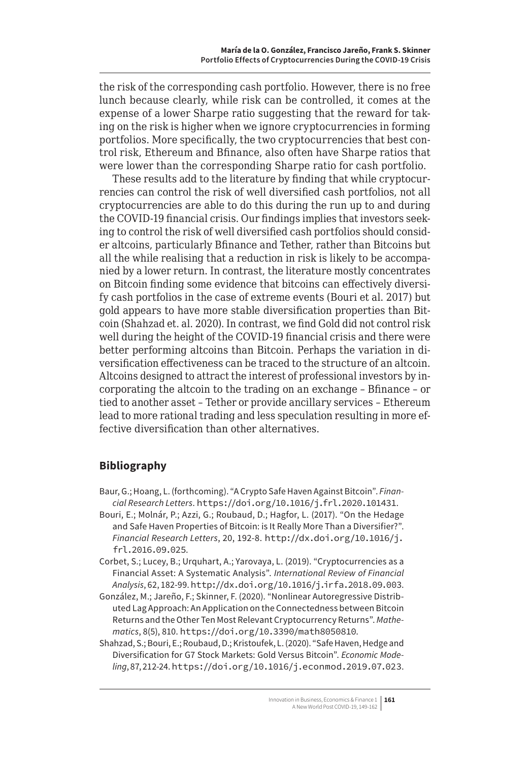the risk of the corresponding cash portfolio. However, there is no free lunch because clearly, while risk can be controlled, it comes at the expense of a lower Sharpe ratio suggesting that the reward for taking on the risk is higher when we ignore cryptocurrencies in forming portfolios. More specifically, the two cryptocurrencies that best control risk, Ethereum and Bfinance, also often have Sharpe ratios that were lower than the corresponding Sharpe ratio for cash portfolio.

These results add to the literature by finding that while cryptocurrencies can control the risk of well diversified cash portfolios, not all cryptocurrencies are able to do this during the run up to and during the COVID-19 financial crisis. Our findings implies that investors seeking to control the risk of well diversified cash portfolios should consider altcoins, particularly Bfinance and Tether, rather than Bitcoins but all the while realising that a reduction in risk is likely to be accompanied by a lower return. In contrast, the literature mostly concentrates on Bitcoin finding some evidence that bitcoins can effectively diversify cash portfolios in the case of extreme events (Bouri et al. 2017) but gold appears to have more stable diversification properties than Bitcoin (Shahzad et. al. 2020). In contrast, we find Gold did not control risk well during the height of the COVID-19 financial crisis and there were better performing altcoins than Bitcoin. Perhaps the variation in diversification effectiveness can be traced to the structure of an altcoin. Altcoins designed to attract the interest of professional investors by incorporating the altcoin to the trading on an exchange – Bfinance – or tied to another asset – Tether or provide ancillary services – Ethereum lead to more rational trading and less speculation resulting in more effective diversification than other alternatives.

## Bibliography

Baur, G.; Hoang, L. (forthcoming). "A Crypto Safe Haven Against Bitcoin". *Financial Research Letters*. https://doi.org/10.1016/j.frl.2020.101431.

Bouri, E.; Molnár, P.; Azzi, G.; Roubaud, D.; Hagfor, L. (2017). "On the Hedage and Safe Haven Properties of Bitcoin: is It Really More Than a Diversifier?". *Financial Research Letters*, 20, 192-8. http://dx.doi.org/10.1016/j.frl.2016.09.025.

Corbet, S.; Lucey, B.; Urquhart, A.; Yarovaya, L. (2019). "Cryptocurrencies as a Financial Asset: A Systematic Analysis". *International Review of Financial Analysis*, 62, 182-99. http://dx.doi.org/10.1016/j.irfa.2018.09.003.

González, M.; Jareño, F.; Skinner, F. (2020). "Nonlinear Autoregressive Distributed Lag Approach: An Application on the Connectedness between Bitcoin Returns and the Other Ten Most Relevant Cryptocurrency Returns". *Mathematics*, 8(5), 810. https://doi.org/10.3390/math8050810.

Shahzad, S.; Bouri, E.; Roubaud, D.; Kristoufek, L. (2020). "Safe Haven, Hedge and Diversification for G7 Stock Markets: Gold Versus Bitcoin". *Economic Modeling*, 87, 212-24. https://doi.org/10.1016/j.econmod.2019.07.023.